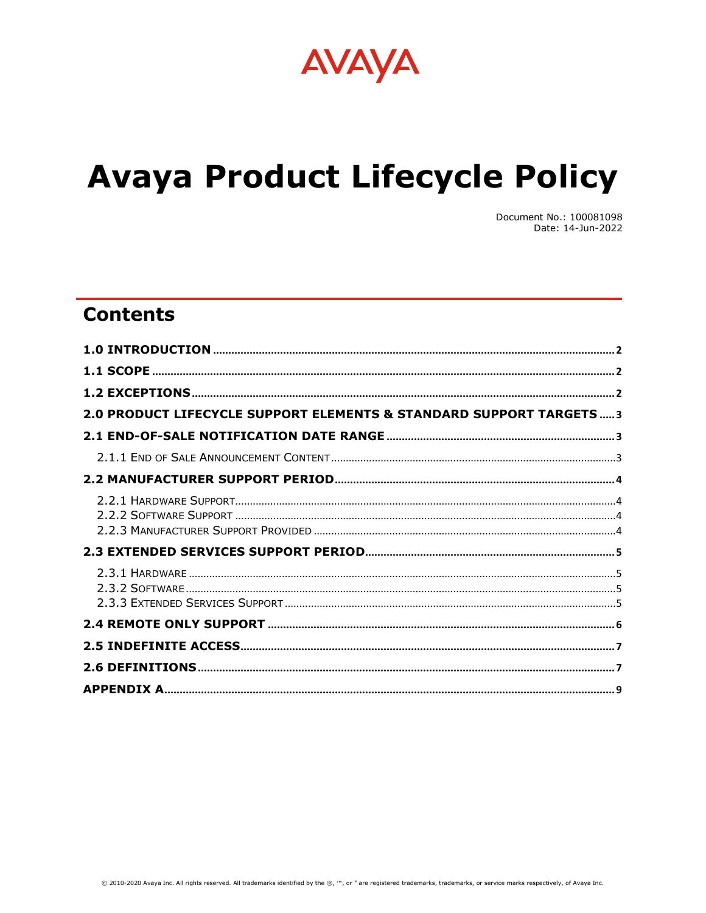AVAYA

# Avaya Product Lifecycle Policy

Document No.: 100081098
Date: 14-Jun-2022

## Contents

**1.0 INTRODUCTION** .... 2

**1.1 SCOPE** .... 2

**1.2 EXCEPTIONS** .... 2

**2.0 PRODUCT LIFECYCLE SUPPORT ELEMENTS & STANDARD SUPPORT TARGETS** .... 3

**2.1 END-OF-SALE NOTIFICATION DATE RANGE** .... 3

2.1.1 End of Sale Announcement Content .... 3

**2.2 MANUFACTURER SUPPORT PERIOD** .... 4

2.2.1 Hardware Support .... 4
2.2.2 Software Support .... 4
2.2.3 Manufacturer Support Provided .... 4

**2.3 EXTENDED SERVICES SUPPORT PERIOD** .... 5

2.3.1 Hardware .... 5
2.3.2 Software .... 5
2.3.3 Extended Services Support .... 5

**2.4 REMOTE ONLY SUPPORT** .... 6

**2.5 INDEFINITE ACCESS** .... 7

**2.6 DEFINITIONS** .... 7

**APPENDIX A** .... 9

© 2010-2020 Avaya Inc. All rights reserved. All trademarks identified by the ®, ™, or " are registered trademarks, trademarks, or service marks respectively, of Avaya Inc.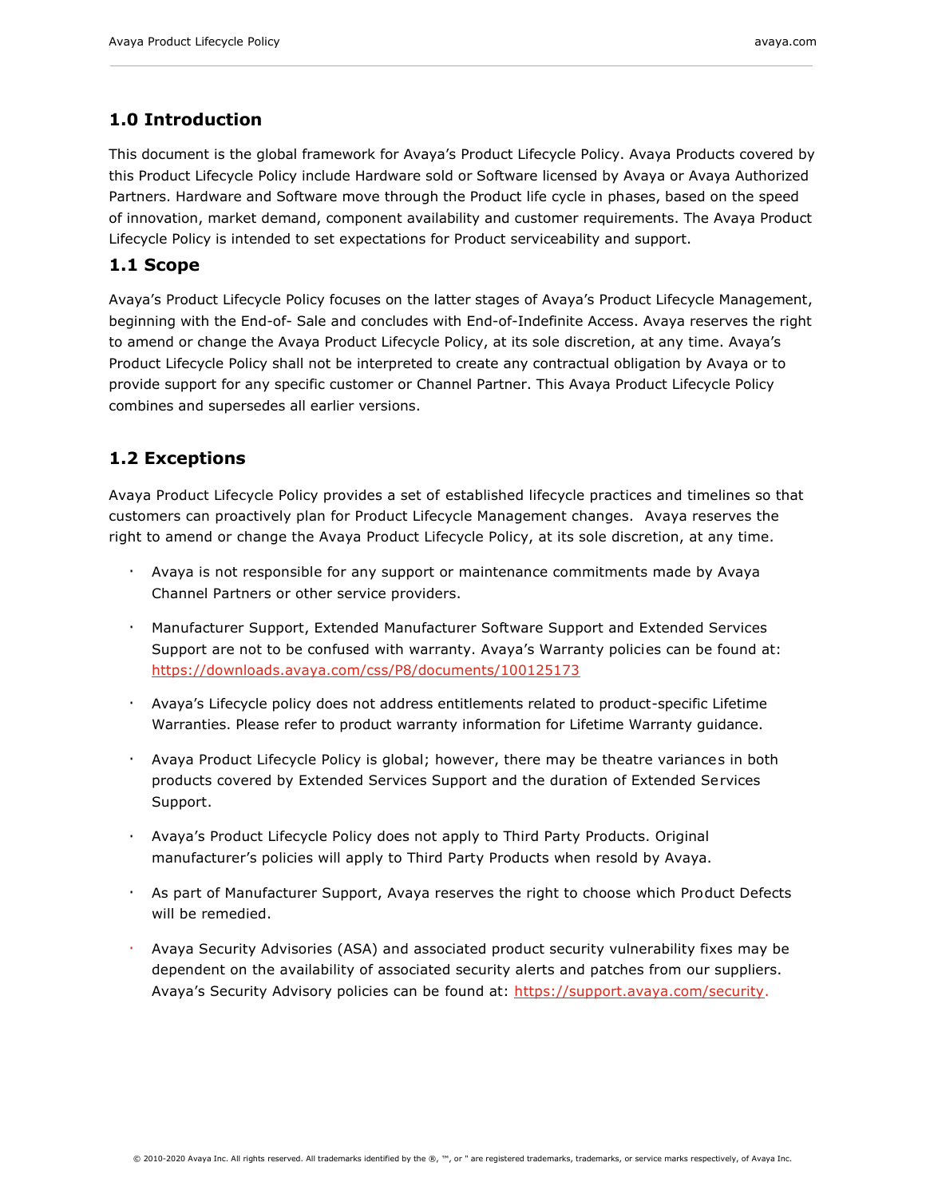## 1.0 Introduction

This document is the global framework for Avaya's Product Lifecycle Policy. Avaya Products covered by this Product Lifecycle Policy include Hardware sold or Software licensed by Avaya or Avaya Authorized Partners. Hardware and Software move through the Product life cycle in phases, based on the speed of innovation, market demand, component availability and customer requirements. The Avaya Product Lifecycle Policy is intended to set expectations for Product serviceability and support.

## 1.1 Scope

Avaya's Product Lifecycle Policy focuses on the latter stages of Avaya's Product Lifecycle Management, beginning with the End-of- Sale and concludes with End-of-Indefinite Access. Avaya reserves the right to amend or change the Avaya Product Lifecycle Policy, at its sole discretion, at any time. Avaya's Product Lifecycle Policy shall not be interpreted to create any contractual obligation by Avaya or to provide support for any specific customer or Channel Partner. This Avaya Product Lifecycle Policy combines and supersedes all earlier versions.

## 1.2 Exceptions

Avaya Product Lifecycle Policy provides a set of established lifecycle practices and timelines so that customers can proactively plan for Product Lifecycle Management changes. Avaya reserves the right to amend or change the Avaya Product Lifecycle Policy, at its sole discretion, at any time.

- Avaya is not responsible for any support or maintenance commitments made by Avaya Channel Partners or other service providers.
- Manufacturer Support, Extended Manufacturer Software Support and Extended Services Support are not to be confused with warranty. Avaya's Warranty policies can be found at: https://downloads.avaya.com/css/P8/documents/100125173
- Avaya's Lifecycle policy does not address entitlements related to product-specific Lifetime Warranties. Please refer to product warranty information for Lifetime Warranty guidance.
- Avaya Product Lifecycle Policy is global; however, there may be theatre variances in both products covered by Extended Services Support and the duration of Extended Services Support.
- Avaya's Product Lifecycle Policy does not apply to Third Party Products. Original manufacturer's policies will apply to Third Party Products when resold by Avaya.
- As part of Manufacturer Support, Avaya reserves the right to choose which Product Defects will be remedied.
- Avaya Security Advisories (ASA) and associated product security vulnerability fixes may be dependent on the availability of associated security alerts and patches from our suppliers. Avaya's Security Advisory policies can be found at: https://support.avaya.com/security.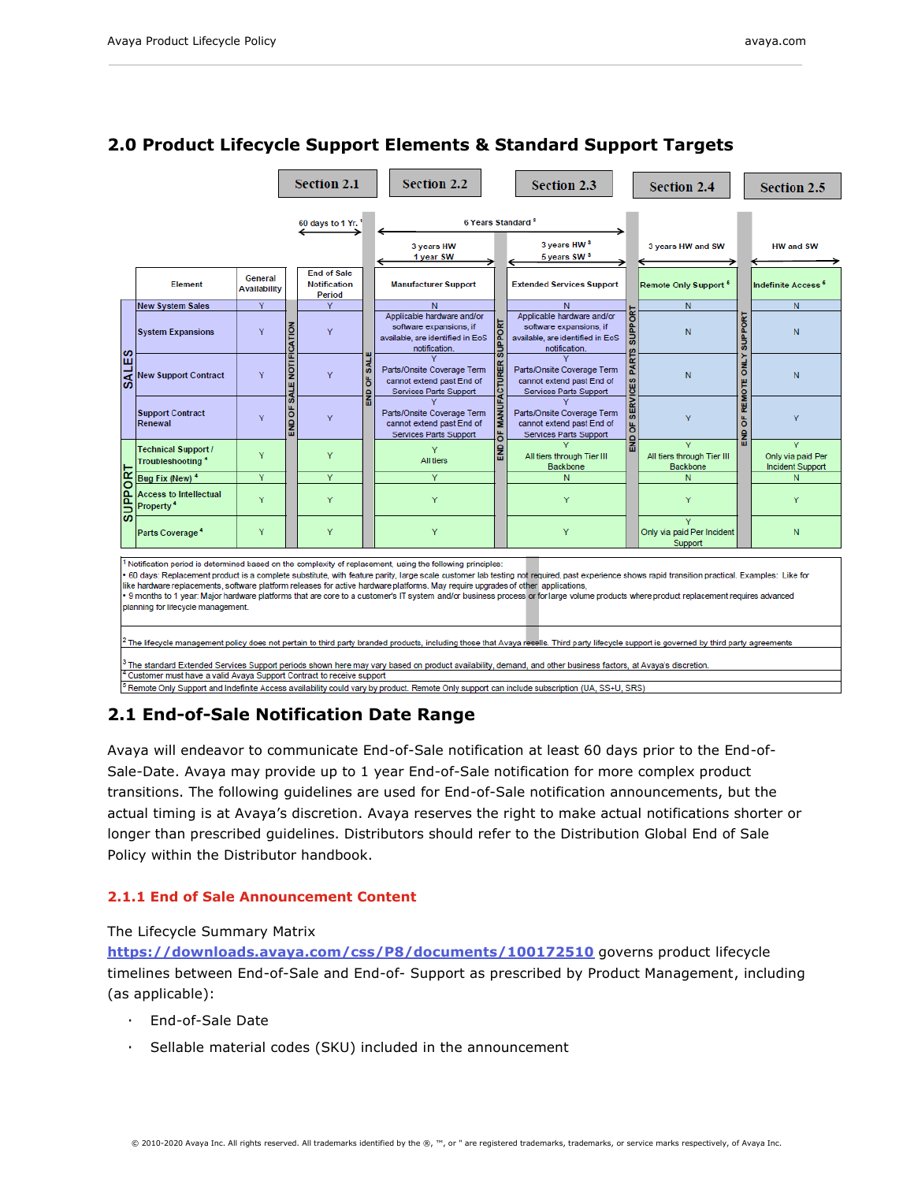## 2.0 Product Lifecycle Support Elements & Standard Support Targets

| | Element | General Availability | END OF SALE NOTIFICATION | End of Sale Notification Period | END OF SALE | Manufacturer Support | END OF MANUFACTURER SUPPORT | Extended Services Support | END OF SERVICES PARTS SUPPORT | Remote Only Support [5] | END OF REMOTE ONLY SUPPORT | Indefinite Access [5] |
|---|---|---|---|---|---|---|---|---|---|---|---|---|
| | | | | Section 2.1 | | Section 2.2 | | Section 2.3 | | Section 2.4 | | Section 2.5 |
| | | | | 60 days to 1 Yr. [1] | | 6 Years Standard [2]: 3 years HW, 1 year SW | | 6 Years Standard [2]: 3 years HW [3], 5 years SW [3] | | 3 years HW and SW | | HW and SW |
| SALES | New System Sales | Y | | Y | | N | | N | | N | | N |
| SALES | System Expansions | Y | | Y | | Applicable hardware and/or software expansions, if available, are identified in EoS notification. | | Applicable hardware and/or software expansions, if available, are identified in EoS notification. | | N | | N |
| SALES | New Support Contract | Y | | Y | | Y Parts/Onsite Coverage Term cannot extend past End of Services Parts Support | | Y Parts/Onsite Coverage Term cannot extend past End of Services Parts Support | | N | | N |
| SALES | Support Contract Renewal | Y | | Y | | Y Parts/Onsite Coverage Term cannot extend past End of Services Parts Support | | Y Parts/Onsite Coverage Term cannot extend past End of Services Parts Support | | Y | | Y |
| SUPPORT | Technical Support / Troubleshooting [4] | Y | | Y | | Y All tiers | | Y All tiers through Tier III Backbone | | Y All tiers through Tier III Backbone | | Y Only via paid Per Incident Support |
| SUPPORT | Bug Fix (New) [4] | Y | | Y | | Y | | N | | N | | N |
| SUPPORT | Access to Intellectual Property [4] | Y | | Y | | Y | | Y | | Y | | Y |
| SUPPORT | Parts Coverage [4] | Y | | Y | | Y | | Y | | Y Only via paid Per Incident Support | | N |

[1] Notification period is determined based on the complexity of replacement, using the following principles:
- 60 days: Replacement product is a complete substitute, with feature parity, large scale customer lab testing not required, past experience shows rapid transition practical. Examples: Like for like hardware replacements, software platform releases for active hardware platforms. May require upgrades of other applications,
- 9 months to 1 year: Major hardware platforms that are core to a customer's IT system and/or business process or for large volume products where product replacement requires advanced planning for lifecycle management.

[2] The lifecycle management policy does not pertain to third party branded products, including those that Avaya resells. Third party lifecycle support is governed by third party agreements

[3] The standard Extended Services Support periods shown here may vary based on product availability, demand, and other business factors, at Avaya's discretion.

[4] Customer must have a valid Avaya Support Contract to receive support

[5] Remote Only Support and Indefinite Access availability could vary by product. Remote Only support can include subscription (UA, SS+U, SRS)

## 2.1 End-of-Sale Notification Date Range

Avaya will endeavor to communicate End-of-Sale notification at least 60 days prior to the End-of-Sale-Date. Avaya may provide up to 1 year End-of-Sale notification for more complex product transitions. The following guidelines are used for End-of-Sale notification announcements, but the actual timing is at Avaya's discretion. Avaya reserves the right to make actual notifications shorter or longer than prescribed guidelines. Distributors should refer to the Distribution Global End of Sale Policy within the Distributor handbook.

### 2.1.1 End of Sale Announcement Content

The Lifecycle Summary Matrix **https://downloads.avaya.com/css/P8/documents/100172510** governs product lifecycle timelines between End-of-Sale and End-of- Support as prescribed by Product Management, including (as applicable):

- End-of-Sale Date
- Sellable material codes (SKU) included in the announcement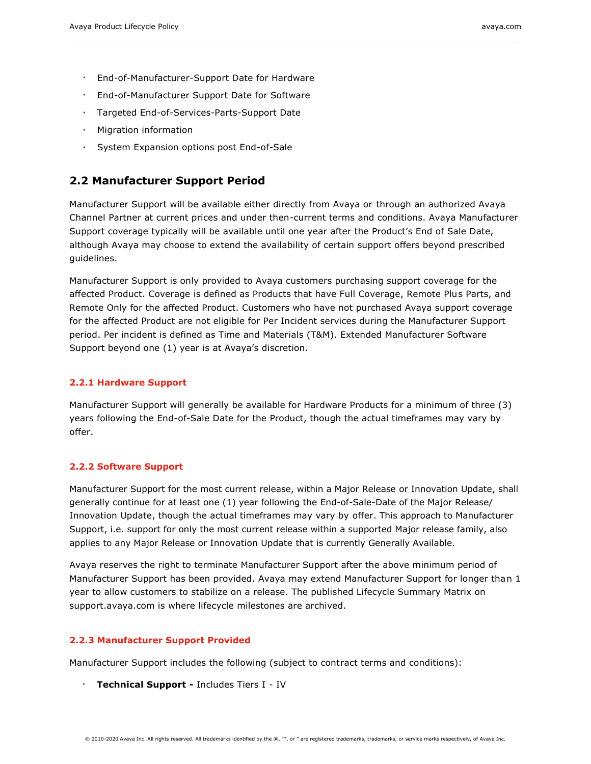- End-of-Manufacturer-Support Date for Hardware
- End-of-Manufacturer Support Date for Software
- Targeted End-of-Services-Parts-Support Date
- Migration information
- System Expansion options post End-of-Sale

## 2.2 Manufacturer Support Period

Manufacturer Support will be available either directly from Avaya or through an authorized Avaya Channel Partner at current prices and under then-current terms and conditions. Avaya Manufacturer Support coverage typically will be available until one year after the Product's End of Sale Date, although Avaya may choose to extend the availability of certain support offers beyond prescribed guidelines.

Manufacturer Support is only provided to Avaya customers purchasing support coverage for the affected Product. Coverage is defined as Products that have Full Coverage, Remote Plus Parts, and Remote Only for the affected Product. Customers who have not purchased Avaya support coverage for the affected Product are not eligible for Per Incident services during the Manufacturer Support period. Per incident is defined as Time and Materials (T&M). Extended Manufacturer Software Support beyond one (1) year is at Avaya's discretion.

### 2.2.1 Hardware Support

Manufacturer Support will generally be available for Hardware Products for a minimum of three (3) years following the End-of-Sale Date for the Product, though the actual timeframes may vary by offer.

### 2.2.2 Software Support

Manufacturer Support for the most current release, within a Major Release or Innovation Update, shall generally continue for at least one (1) year following the End-of-Sale-Date of the Major Release/ Innovation Update, though the actual timeframes may vary by offer. This approach to Manufacturer Support, i.e. support for only the most current release within a supported Major release family, also applies to any Major Release or Innovation Update that is currently Generally Available.

Avaya reserves the right to terminate Manufacturer Support after the above minimum period of Manufacturer Support has been provided. Avaya may extend Manufacturer Support for longer than 1 year to allow customers to stabilize on a release. The published Lifecycle Summary Matrix on support.avaya.com is where lifecycle milestones are archived.

### 2.2.3 Manufacturer Support Provided

Manufacturer Support includes the following (subject to contract terms and conditions):

- **Technical Support -** Includes Tiers I - IV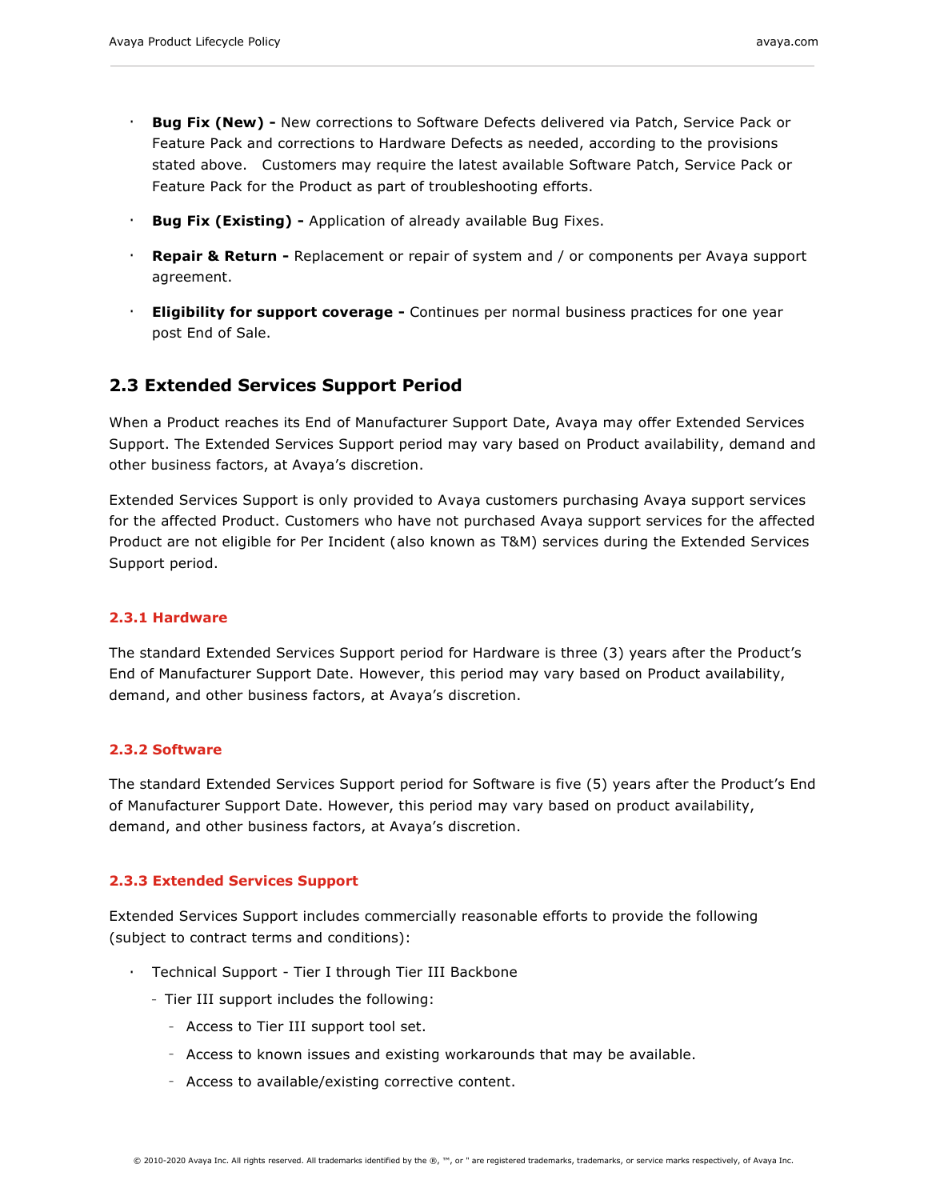- **Bug Fix (New) -** New corrections to Software Defects delivered via Patch, Service Pack or Feature Pack and corrections to Hardware Defects as needed, according to the provisions stated above. Customers may require the latest available Software Patch, Service Pack or Feature Pack for the Product as part of troubleshooting efforts.
- **Bug Fix (Existing) -** Application of already available Bug Fixes.
- **Repair & Return -** Replacement or repair of system and / or components per Avaya support agreement.
- **Eligibility for support coverage -** Continues per normal business practices for one year post End of Sale.

## 2.3 Extended Services Support Period

When a Product reaches its End of Manufacturer Support Date, Avaya may offer Extended Services Support. The Extended Services Support period may vary based on Product availability, demand and other business factors, at Avaya's discretion.

Extended Services Support is only provided to Avaya customers purchasing Avaya support services for the affected Product. Customers who have not purchased Avaya support services for the affected Product are not eligible for Per Incident (also known as T&M) services during the Extended Services Support period.

### 2.3.1 Hardware

The standard Extended Services Support period for Hardware is three (3) years after the Product's End of Manufacturer Support Date. However, this period may vary based on Product availability, demand, and other business factors, at Avaya's discretion.

### 2.3.2 Software

The standard Extended Services Support period for Software is five (5) years after the Product's End of Manufacturer Support Date. However, this period may vary based on product availability, demand, and other business factors, at Avaya's discretion.

### 2.3.3 Extended Services Support

Extended Services Support includes commercially reasonable efforts to provide the following (subject to contract terms and conditions):

- Technical Support - Tier I through Tier III Backbone
  - Tier III support includes the following:
    - Access to Tier III support tool set.
    - Access to known issues and existing workarounds that may be available.
    - Access to available/existing corrective content.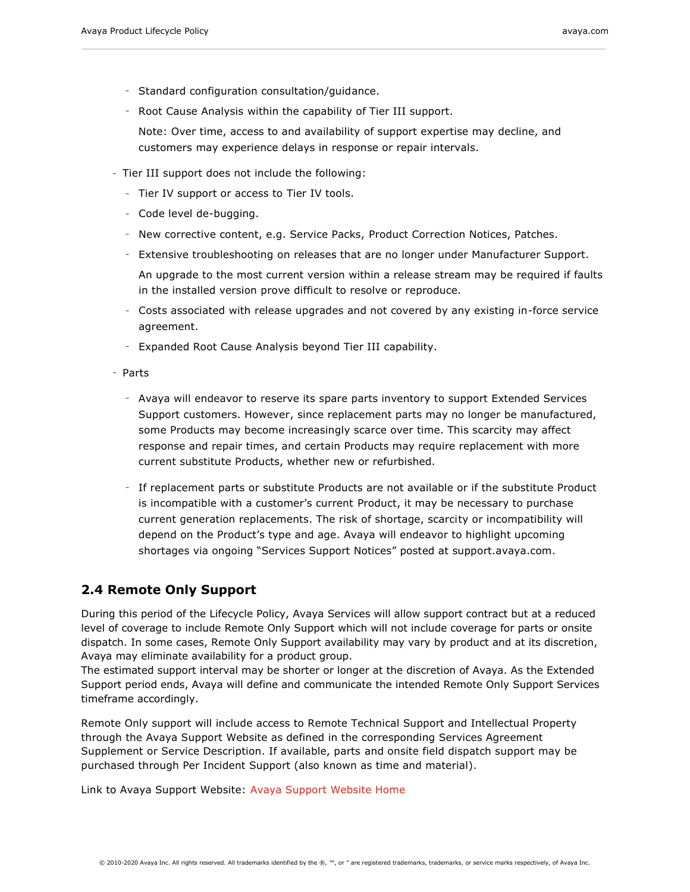- Standard configuration consultation/guidance.
  - Root Cause Analysis within the capability of Tier III support.

    Note: Over time, access to and availability of support expertise may decline, and customers may experience delays in response or repair intervals.

- Tier III support does not include the following:
  - Tier IV support or access to Tier IV tools.
  - Code level de-bugging.
  - New corrective content, e.g. Service Packs, Product Correction Notices, Patches.
  - Extensive troubleshooting on releases that are no longer under Manufacturer Support.

    An upgrade to the most current version within a release stream may be required if faults in the installed version prove difficult to resolve or reproduce.

  - Costs associated with release upgrades and not covered by any existing in-force service agreement.
  - Expanded Root Cause Analysis beyond Tier III capability.

- Parts
  - Avaya will endeavor to reserve its spare parts inventory to support Extended Services Support customers. However, since replacement parts may no longer be manufactured, some Products may become increasingly scarce over time. This scarcity may affect response and repair times, and certain Products may require replacement with more current substitute Products, whether new or refurbished.
  - If replacement parts or substitute Products are not available or if the substitute Product is incompatible with a customer's current Product, it may be necessary to purchase current generation replacements. The risk of shortage, scarcity or incompatibility will depend on the Product's type and age. Avaya will endeavor to highlight upcoming shortages via ongoing "Services Support Notices" posted at support.avaya.com.

## 2.4 Remote Only Support

During this period of the Lifecycle Policy, Avaya Services will allow support contract but at a reduced level of coverage to include Remote Only Support which will not include coverage for parts or onsite dispatch. In some cases, Remote Only Support availability may vary by product and at its discretion, Avaya may eliminate availability for a product group.
The estimated support interval may be shorter or longer at the discretion of Avaya. As the Extended Support period ends, Avaya will define and communicate the intended Remote Only Support Services timeframe accordingly.

Remote Only support will include access to Remote Technical Support and Intellectual Property through the Avaya Support Website as defined in the corresponding Services Agreement Supplement or Service Description. If available, parts and onsite field dispatch support may be purchased through Per Incident Support (also known as time and material).

Link to Avaya Support Website: Avaya Support Website Home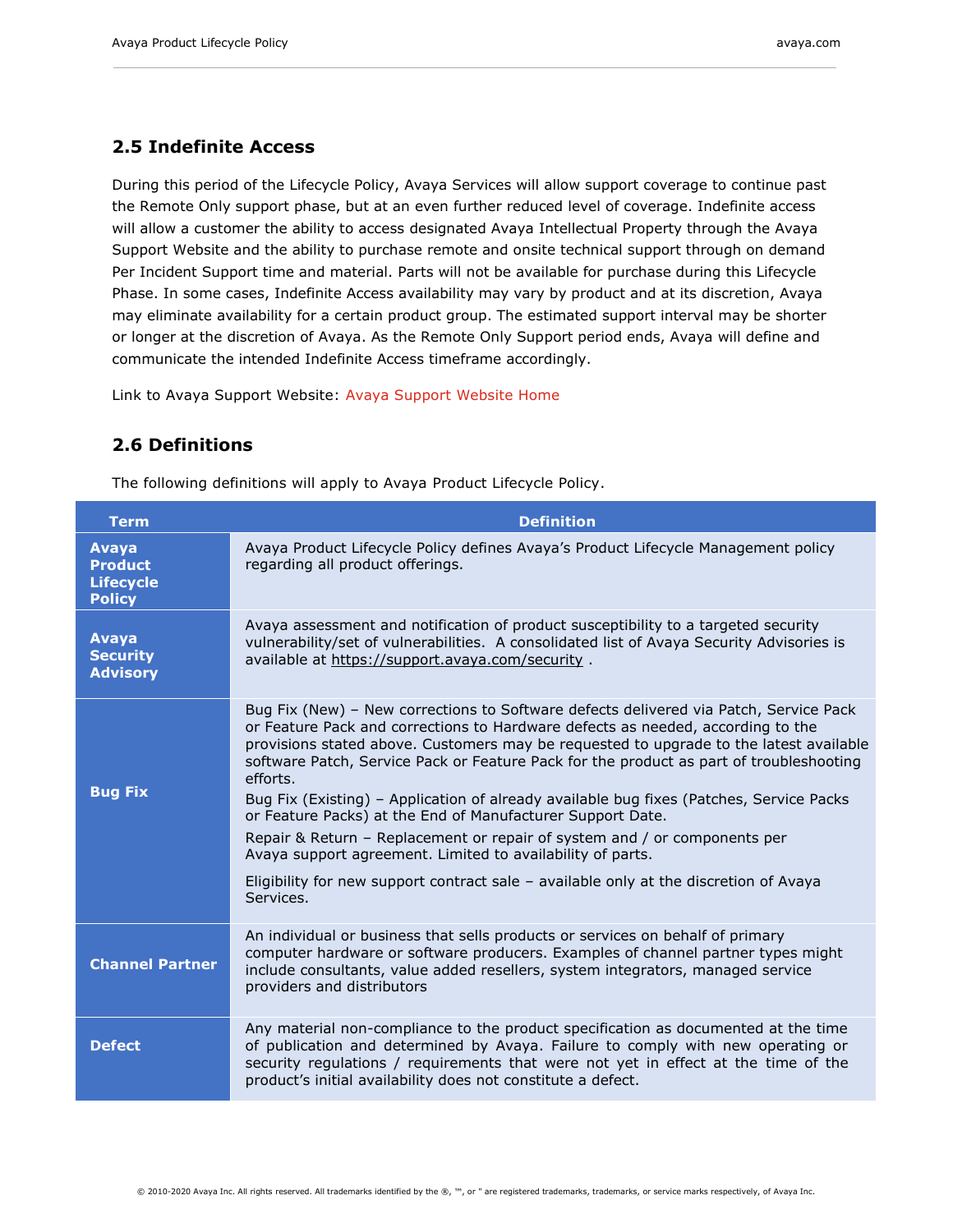## 2.5 Indefinite Access

During this period of the Lifecycle Policy, Avaya Services will allow support coverage to continue past the Remote Only support phase, but at an even further reduced level of coverage. Indefinite access will allow a customer the ability to access designated Avaya Intellectual Property through the Avaya Support Website and the ability to purchase remote and onsite technical support through on demand Per Incident Support time and material. Parts will not be available for purchase during this Lifecycle Phase. In some cases, Indefinite Access availability may vary by product and at its discretion, Avaya may eliminate availability for a certain product group. The estimated support interval may be shorter or longer at the discretion of Avaya. As the Remote Only Support period ends, Avaya will define and communicate the intended Indefinite Access timeframe accordingly.

Link to Avaya Support Website: Avaya Support Website Home

## 2.6 Definitions

The following definitions will apply to Avaya Product Lifecycle Policy.

| Term | Definition |
|---|---|
| **Avaya Product Lifecycle Policy** | Avaya Product Lifecycle Policy defines Avaya's Product Lifecycle Management policy regarding all product offerings. |
| **Avaya Security Advisory** | Avaya assessment and notification of product susceptibility to a targeted security vulnerability/set of vulnerabilities. A consolidated list of Avaya Security Advisories is available at https://support.avaya.com/security . |
| **Bug Fix** | Bug Fix (New) – New corrections to Software defects delivered via Patch, Service Pack or Feature Pack and corrections to Hardware defects as needed, according to the provisions stated above. Customers may be requested to upgrade to the latest available software Patch, Service Pack or Feature Pack for the product as part of troubleshooting efforts.<br>Bug Fix (Existing) – Application of already available bug fixes (Patches, Service Packs or Feature Packs) at the End of Manufacturer Support Date.<br>Repair & Return – Replacement or repair of system and / or components per Avaya support agreement. Limited to availability of parts.<br>Eligibility for new support contract sale – available only at the discretion of Avaya Services. |
| **Channel Partner** | An individual or business that sells products or services on behalf of primary computer hardware or software producers. Examples of channel partner types might include consultants, value added resellers, system integrators, managed service providers and distributors |
| **Defect** | Any material non-compliance to the product specification as documented at the time of publication and determined by Avaya. Failure to comply with new operating or security regulations / requirements that were not yet in effect at the time of the product's initial availability does not constitute a defect. |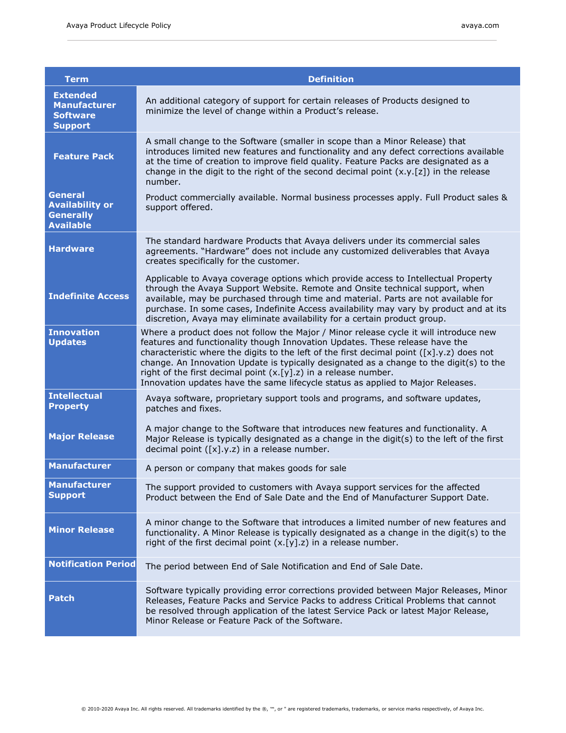| Term | Definition |
|---|---|
| **Extended Manufacturer Software Support** | An additional category of support for certain releases of Products designed to minimize the level of change within a Product's release. |
| **Feature Pack** | A small change to the Software (smaller in scope than a Minor Release) that introduces limited new features and functionality and any defect corrections available at the time of creation to improve field quality. Feature Packs are designated as a change in the digit to the right of the second decimal point (x.y.[z]) in the release number. |
| **General Availability or Generally Available** | Product commercially available. Normal business processes apply. Full Product sales & support offered. |
| **Hardware** | The standard hardware Products that Avaya delivers under its commercial sales agreements. "Hardware" does not include any customized deliverables that Avaya creates specifically for the customer. |
| **Indefinite Access** | Applicable to Avaya coverage options which provide access to Intellectual Property through the Avaya Support Website. Remote and Onsite technical support, when available, may be purchased through time and material. Parts are not available for purchase. In some cases, Indefinite Access availability may vary by product and at its discretion, Avaya may eliminate availability for a certain product group. |
| **Innovation Updates** | Where a product does not follow the Major / Minor release cycle it will introduce new features and functionality though Innovation Updates. These release have the characteristic where the digits to the left of the first decimal point ([x].y.z) does not change. An Innovation Update is typically designated as a change to the digit(s) to the right of the first decimal point (x.[y].z) in a release number.<br>Innovation updates have the same lifecycle status as applied to Major Releases. |
| **Intellectual Property** | Avaya software, proprietary support tools and programs, and software updates, patches and fixes. |
| **Major Release** | A major change to the Software that introduces new features and functionality. A Major Release is typically designated as a change in the digit(s) to the left of the first decimal point ([x].y.z) in a release number. |
| **Manufacturer** | A person or company that makes goods for sale |
| **Manufacturer Support** | The support provided to customers with Avaya support services for the affected Product between the End of Sale Date and the End of Manufacturer Support Date. |
| **Minor Release** | A minor change to the Software that introduces a limited number of new features and functionality. A Minor Release is typically designated as a change in the digit(s) to the right of the first decimal point (x.[y].z) in a release number. |
| **Notification Period** | The period between End of Sale Notification and End of Sale Date. |
| **Patch** | Software typically providing error corrections provided between Major Releases, Minor Releases, Feature Packs and Service Packs to address Critical Problems that cannot be resolved through application of the latest Service Pack or latest Major Release, Minor Release or Feature Pack of the Software. |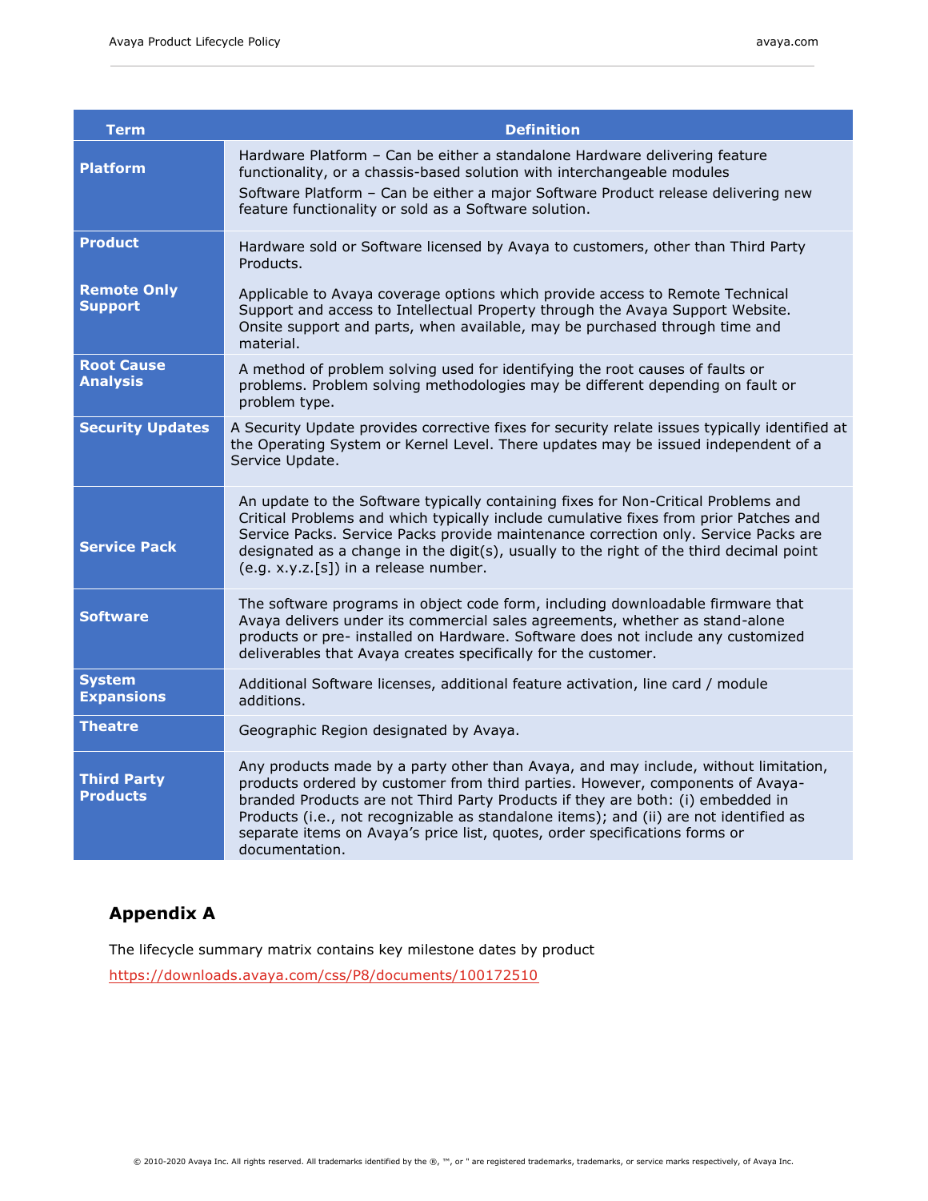| Term | Definition |
| --- | --- |
| **Platform** | Hardware Platform – Can be either a standalone Hardware delivering feature functionality, or a chassis-based solution with interchangeable modules<br>Software Platform – Can be either a major Software Product release delivering new feature functionality or sold as a Software solution. |
| **Product** | Hardware sold or Software licensed by Avaya to customers, other than Third Party Products. |
| **Remote Only Support** | Applicable to Avaya coverage options which provide access to Remote Technical Support and access to Intellectual Property through the Avaya Support Website. Onsite support and parts, when available, may be purchased through time and material. |
| **Root Cause Analysis** | A method of problem solving used for identifying the root causes of faults or problems. Problem solving methodologies may be different depending on fault or problem type. |
| **Security Updates** | A Security Update provides corrective fixes for security relate issues typically identified at the Operating System or Kernel Level. There updates may be issued independent of a Service Update. |
| **Service Pack** | An update to the Software typically containing fixes for Non-Critical Problems and Critical Problems and which typically include cumulative fixes from prior Patches and Service Packs. Service Packs provide maintenance correction only. Service Packs are designated as a change in the digit(s), usually to the right of the third decimal point (e.g. x.y.z.[s]) in a release number. |
| **Software** | The software programs in object code form, including downloadable firmware that Avaya delivers under its commercial sales agreements, whether as stand-alone products or pre- installed on Hardware. Software does not include any customized deliverables that Avaya creates specifically for the customer. |
| **System Expansions** | Additional Software licenses, additional feature activation, line card / module additions. |
| **Theatre** | Geographic Region designated by Avaya. |
| **Third Party Products** | Any products made by a party other than Avaya, and may include, without limitation, products ordered by customer from third parties. However, components of Avaya-branded Products are not Third Party Products if they are both: (i) embedded in Products (i.e., not recognizable as standalone items); and (ii) are not identified as separate items on Avaya's price list, quotes, order specifications forms or documentation. |

## Appendix A

The lifecycle summary matrix contains key milestone dates by product

https://downloads.avaya.com/css/P8/documents/100172510